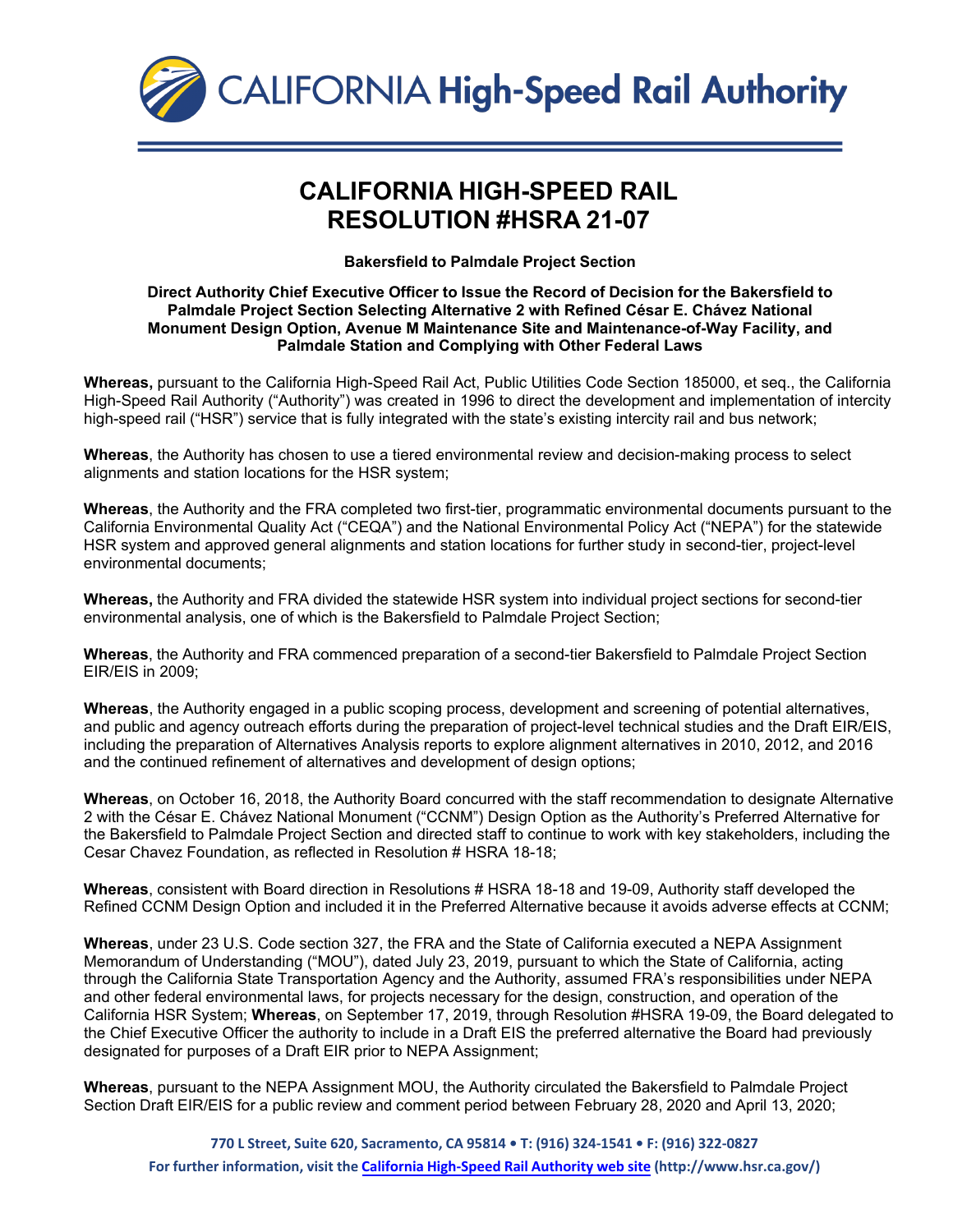# CALIFORNIA HIGH-SPEED RAIL RESOLUTION #HSRA 21-07

**Bakersfield to Palmdale Project Section**

**Direct Authority Chief Executive Officer to Issue the Record of Decision for the Bakersfield to Palmdale Project Section Selecting Alternative 2 with Refined César E. Chávez National Monument Design Option, Avenue M Maintenance Site and Maintenance-of-Way Facility, and Palmdale Station and Complying with Other Federal Laws**

**Whereas,** pursuant to the California High-Speed Rail Act, Public Utilities Code Section 185000, et seq., the California High-Speed Rail Authority ("Authority") was created in 1996 to direct the development and implementation of intercity high-speed rail ("HSR") service that is fully integrated with the state's existing intercity rail and bus network;

**Whereas**, the Authority has chosen to use a tiered environmental review and decision-making process to select alignments and station locations for the HSR system;

**Whereas**, the Authority and the FRA completed two first-tier, programmatic environmental documents pursuant to the California Environmental Quality Act ("CEQA") and the National Environmental Policy Act ("NEPA") for the statewide HSR system and approved general alignments and station locations for further study in second-tier, project-level environmental documents;

**Whereas,** the Authority and FRA divided the statewide HSR system into individual project sections for second-tier environmental analysis, one of which is the Bakersfield to Palmdale Project Section;

**Whereas**, the Authority and FRA commenced preparation of a second-tier Bakersfield to Palmdale Project Section EIR/EIS in 2009;

**Whereas**, the Authority engaged in a public scoping process, development and screening of potential alternatives, and public and agency outreach efforts during the preparation of project-level technical studies and the Draft EIR/EIS, including the preparation of Alternatives Analysis reports to explore alignment alternatives in 2010, 2012, and 2016 and the continued refinement of alternatives and development of design options;

**Whereas**, on October 16, 2018, the Authority Board concurred with the staff recommendation to designate Alternative 2 with the César E. Chávez National Monument ("CCNM") Design Option as the Authority's Preferred Alternative for the Bakersfield to Palmdale Project Section and directed staff to continue to work with key stakeholders, including the Cesar Chavez Foundation, as reflected in Resolution # HSRA 18-18;

**Whereas**, consistent with Board direction in Resolutions # HSRA 18-18 and 19-09, Authority staff developed the Refined CCNM Design Option and included it in the Preferred Alternative because it avoids adverse effects at CCNM;

**Whereas**, under 23 U.S. Code section 327, the FRA and the State of California executed a NEPA Assignment Memorandum of Understanding ("MOU"), dated July 23, 2019, pursuant to which the State of California, acting through the California State Transportation Agency and the Authority, assumed FRA's responsibilities under NEPA and other federal environmental laws, for projects necessary for the design, construction, and operation of the California HSR System; **Whereas**, on September 17, 2019, through Resolution #HSRA 19-09, the Board delegated to the Chief Executive Officer the authority to include in a Draft EIS the preferred alternative the Board had previously designated for purposes of a Draft EIR prior to NEPA Assignment;

**Whereas**, pursuant to the NEPA Assignment MOU, the Authority circulated the Bakersfield to Palmdale Project Section Draft EIR/EIS for a public review and comment period between February 28, 2020 and April 13, 2020;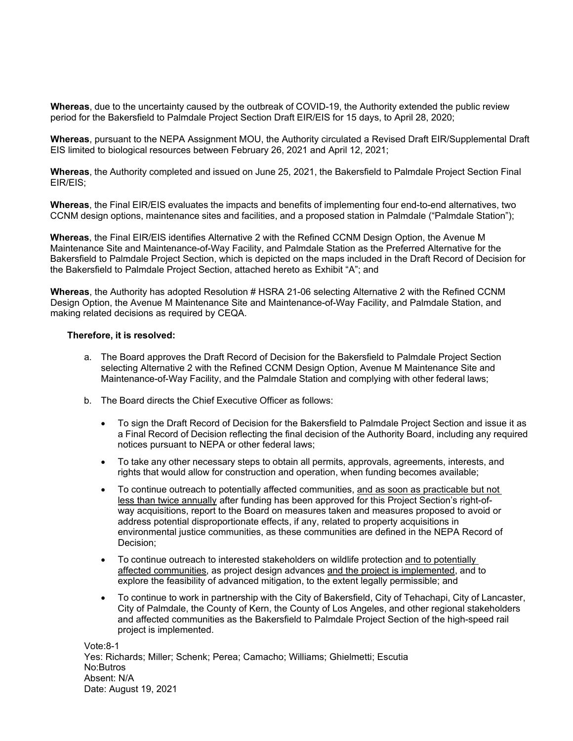**Whereas**, due to the uncertainty caused by the outbreak of COVID-19, the Authority extended the public review period for the Bakersfield to Palmdale Project Section Draft EIR/EIS for 15 days, to April 28, 2020;

**Whereas**, pursuant to the NEPA Assignment MOU, the Authority circulated a Revised Draft EIR/Supplemental Draft EIS limited to biological resources between February 26, 2021 and April 12, 2021;

**Whereas**, the Authority completed and issued on June 25, 2021, the Bakersfield to Palmdale Project Section Final EIR/EIS;

**Whereas**, the Final EIR/EIS evaluates the impacts and benefits of implementing four end-to-end alternatives, two CCNM design options, maintenance sites and facilities, and a proposed station in Palmdale ("Palmdale Station");

**Whereas**, the Final EIR/EIS identifies Alternative 2 with the Refined CCNM Design Option, the Avenue M Maintenance Site and Maintenance-of-Way Facility, and Palmdale Station as the Preferred Alternative for the Bakersfield to Palmdale Project Section, which is depicted on the maps included in the Draft Record of Decision for the Bakersfield to Palmdale Project Section, attached hereto as Exhibit "A"; and

**Whereas**, the Authority has adopted Resolution # HSRA 21-06 selecting Alternative 2 with the Refined CCNM Design Option, the Avenue M Maintenance Site and Maintenance-of-Way Facility, and Palmdale Station, and making related decisions as required by CEQA.

**Therefore, it is resolved:**

a. The Board approves the Draft Record of Decision for the Bakersfield to Palmdale Project Section selecting Alternative 2 with the Refined CCNM Design Option, Avenue M Maintenance Site and Maintenance-of-Way Facility, and the Palmdale Station and complying with other federal laws;

b. The Board directs the Chief Executive Officer as follows:

- To sign the Draft Record of Decision for the Bakersfield to Palmdale Project Section and issue it as a Final Record of Decision reflecting the final decision of the Authority Board, including any required notices pursuant to NEPA or other federal laws;
- To take any other necessary steps to obtain all permits, approvals, agreements, interests, and rights that would allow for construction and operation, when funding becomes available;
- To continue outreach to potentially affected communities, <u>and as soon as practicable but not less than twice annually</u> after funding has been approved for this Project Section's right-of-way acquisitions, report to the Board on measures taken and measures proposed to avoid or address potential disproportionate effects, if any, related to property acquisitions in environmental justice communities, as these communities are defined in the NEPA Record of Decision;
- To continue outreach to interested stakeholders on wildlife protection <u>and to potentially affected communities</u>, as project design advances <u>and the project is implemented</u>, and to explore the feasibility of advanced mitigation, to the extent legally permissible; and
- To continue to work in partnership with the City of Bakersfield, City of Tehachapi, City of Lancaster, City of Palmdale, the County of Kern, the County of Los Angeles, and other regional stakeholders and affected communities as the Bakersfield to Palmdale Project Section of the high-speed rail project is implemented.

Vote:8-1
Yes: Richards; Miller; Schenk; Perea; Camacho; Williams; Ghielmetti; Escutia
No:Butros
Absent: N/A
Date: August 19, 2021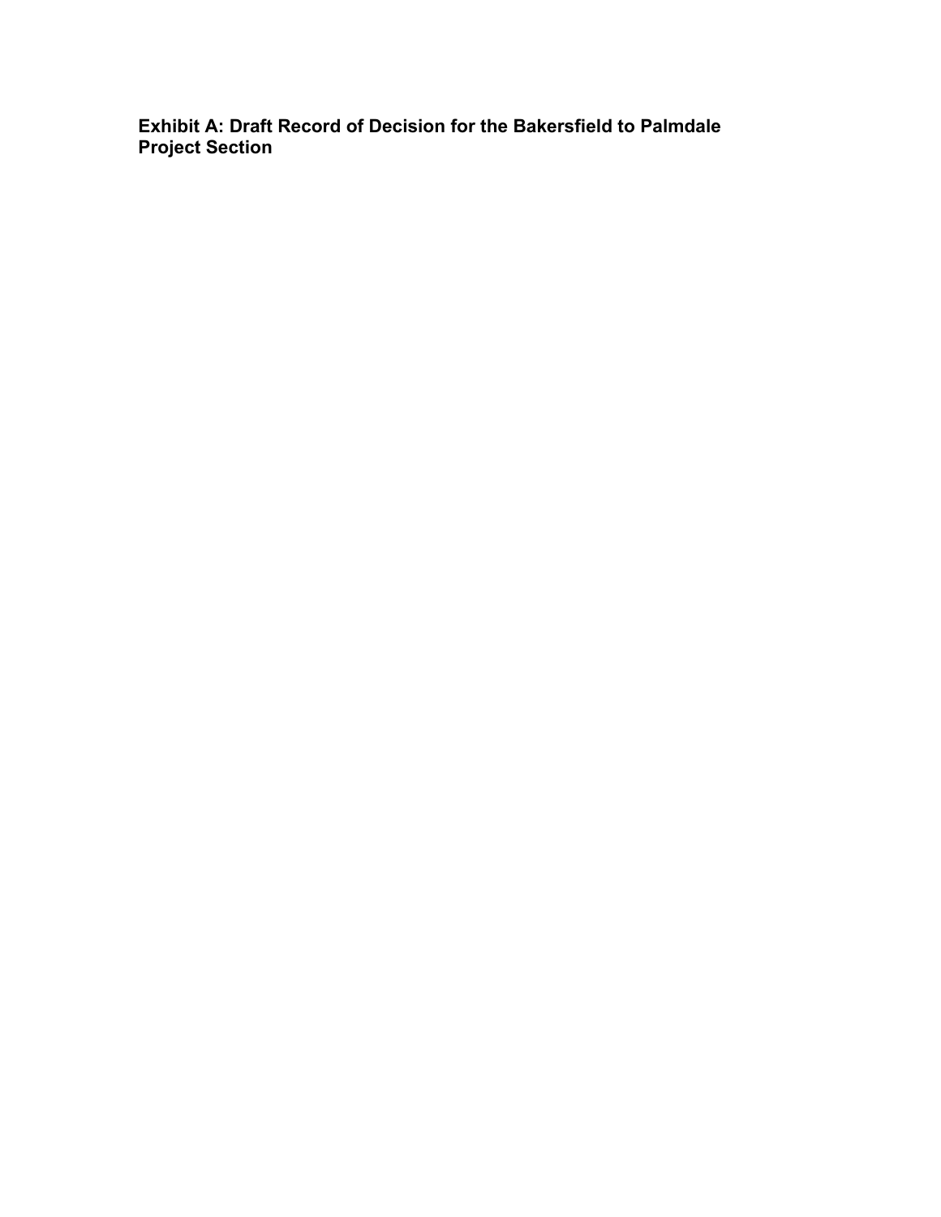# Exhibit A: Draft Record of Decision for the Bakersfield to Palmdale Project Section